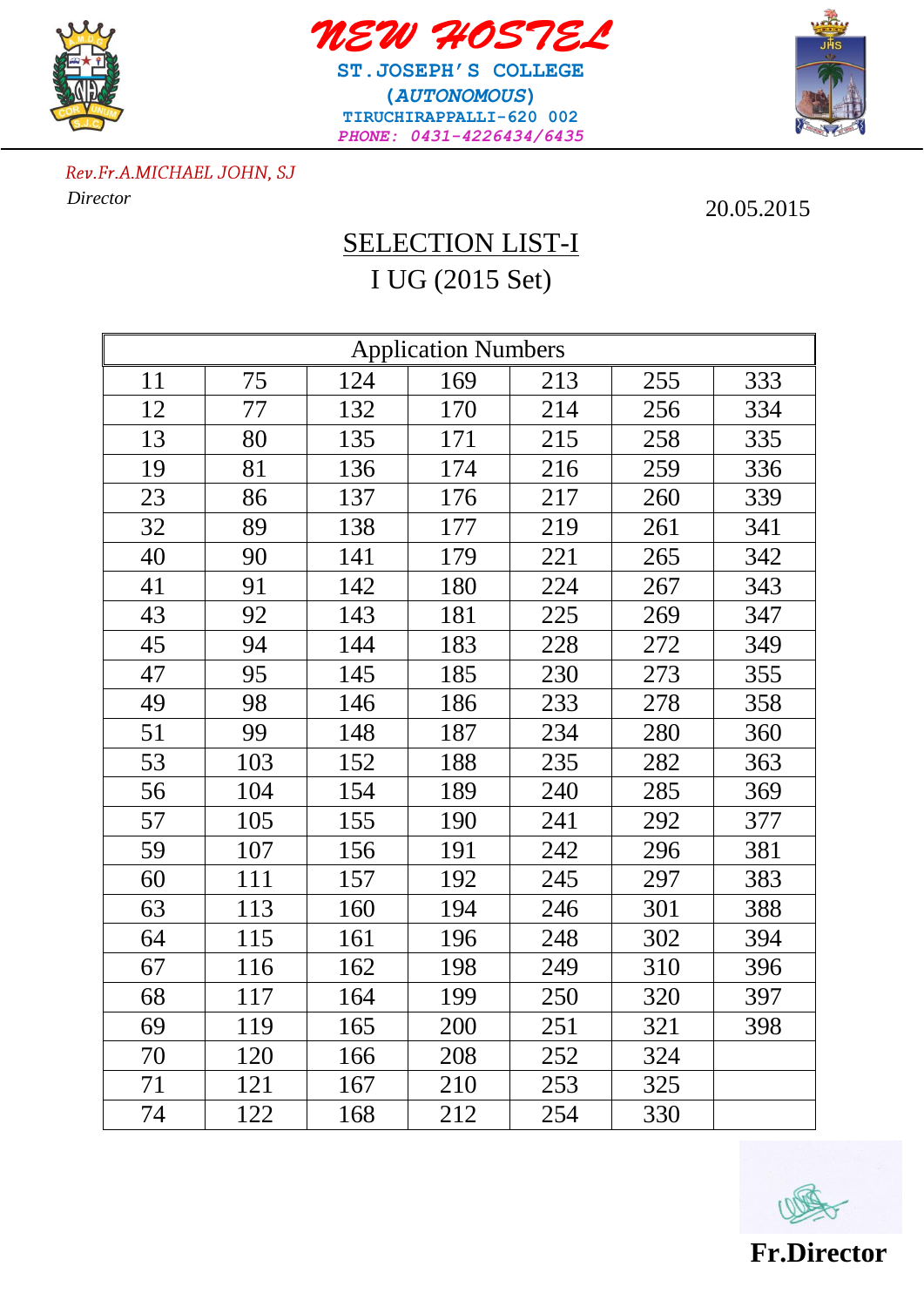# NEW HOSTEL

**ST.JOSEPH'S COLLEGE**

***(AUTONOMOUS)***

**TIRUCHIRAPPALLI-620 002**

***PHONE: 0431-4226434/6435***

*Rev.Fr.A.MICHAEL JOHN, SJ*

*Director*

20.05.2015

## SELECTION LIST-I

## I UG (2015 Set)

| Application Numbers | | | | | | |
|---|---|---|---|---|---|---|
| 11 | 75 | 124 | 169 | 213 | 255 | 333 |
| 12 | 77 | 132 | 170 | 214 | 256 | 334 |
| 13 | 80 | 135 | 171 | 215 | 258 | 335 |
| 19 | 81 | 136 | 174 | 216 | 259 | 336 |
| 23 | 86 | 137 | 176 | 217 | 260 | 339 |
| 32 | 89 | 138 | 177 | 219 | 261 | 341 |
| 40 | 90 | 141 | 179 | 221 | 265 | 342 |
| 41 | 91 | 142 | 180 | 224 | 267 | 343 |
| 43 | 92 | 143 | 181 | 225 | 269 | 347 |
| 45 | 94 | 144 | 183 | 228 | 272 | 349 |
| 47 | 95 | 145 | 185 | 230 | 273 | 355 |
| 49 | 98 | 146 | 186 | 233 | 278 | 358 |
| 51 | 99 | 148 | 187 | 234 | 280 | 360 |
| 53 | 103 | 152 | 188 | 235 | 282 | 363 |
| 56 | 104 | 154 | 189 | 240 | 285 | 369 |
| 57 | 105 | 155 | 190 | 241 | 292 | 377 |
| 59 | 107 | 156 | 191 | 242 | 296 | 381 |
| 60 | 111 | 157 | 192 | 245 | 297 | 383 |
| 63 | 113 | 160 | 194 | 246 | 301 | 388 |
| 64 | 115 | 161 | 196 | 248 | 302 | 394 |
| 67 | 116 | 162 | 198 | 249 | 310 | 396 |
| 68 | 117 | 164 | 199 | 250 | 320 | 397 |
| 69 | 119 | 165 | 200 | 251 | 321 | 398 |
| 70 | 120 | 166 | 208 | 252 | 324 | |
| 71 | 121 | 167 | 210 | 253 | 325 | |
| 74 | 122 | 168 | 212 | 254 | 330 | |

**Fr.Director**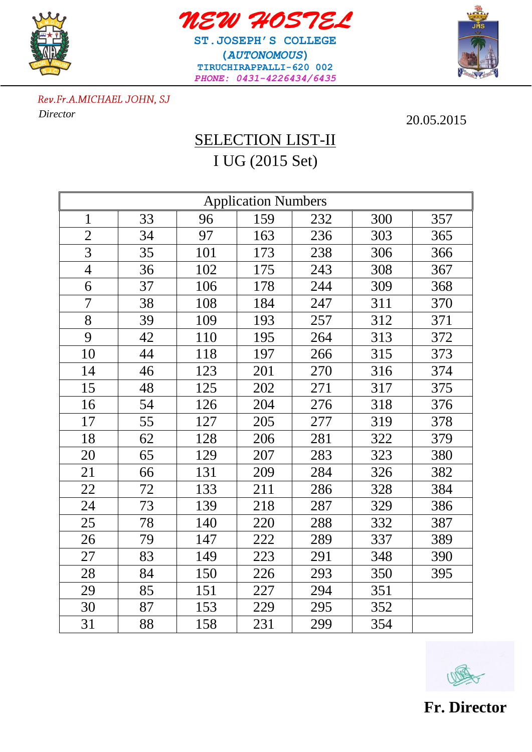# NEW HOSTEL

**ST.JOSEPH'S COLLEGE**
***(AUTONOMOUS)***
**TIRUCHIRAPPALLI-620 002**
***PHONE: 0431-4226434/6435***

*Rev.Fr.A.MICHAEL JOHN, SJ*
*Director*

20.05.2015

## SELECTION LIST-II

## I UG (2015 Set)

| Application Numbers | | | | | | |
|---|---|---|---|---|---|---|
| 1 | 33 | 96 | 159 | 232 | 300 | 357 |
| 2 | 34 | 97 | 163 | 236 | 303 | 365 |
| 3 | 35 | 101 | 173 | 238 | 306 | 366 |
| 4 | 36 | 102 | 175 | 243 | 308 | 367 |
| 6 | 37 | 106 | 178 | 244 | 309 | 368 |
| 7 | 38 | 108 | 184 | 247 | 311 | 370 |
| 8 | 39 | 109 | 193 | 257 | 312 | 371 |
| 9 | 42 | 110 | 195 | 264 | 313 | 372 |
| 10 | 44 | 118 | 197 | 266 | 315 | 373 |
| 14 | 46 | 123 | 201 | 270 | 316 | 374 |
| 15 | 48 | 125 | 202 | 271 | 317 | 375 |
| 16 | 54 | 126 | 204 | 276 | 318 | 376 |
| 17 | 55 | 127 | 205 | 277 | 319 | 378 |
| 18 | 62 | 128 | 206 | 281 | 322 | 379 |
| 20 | 65 | 129 | 207 | 283 | 323 | 380 |
| 21 | 66 | 131 | 209 | 284 | 326 | 382 |
| 22 | 72 | 133 | 211 | 286 | 328 | 384 |
| 24 | 73 | 139 | 218 | 287 | 329 | 386 |
| 25 | 78 | 140 | 220 | 288 | 332 | 387 |
| 26 | 79 | 147 | 222 | 289 | 337 | 389 |
| 27 | 83 | 149 | 223 | 291 | 348 | 390 |
| 28 | 84 | 150 | 226 | 293 | 350 | 395 |
| 29 | 85 | 151 | 227 | 294 | 351 | |
| 30 | 87 | 153 | 229 | 295 | 352 | |
| 31 | 88 | 158 | 231 | 299 | 354 | |

**Fr. Director**